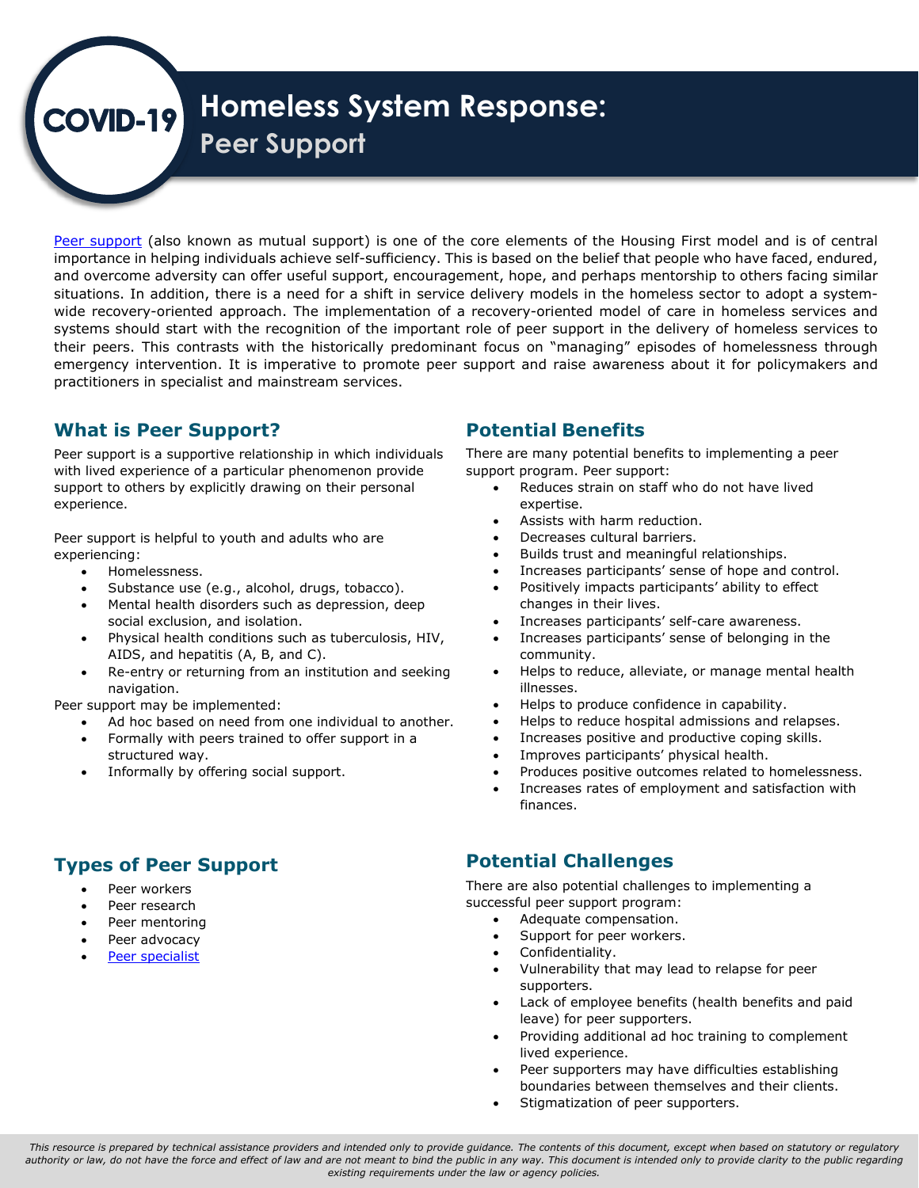# COVID-19 Homeless System Response: Peer Support

[Peer support](#) (also known as mutual support) is one of the core elements of the Housing First model and is of central importance in helping individuals achieve self-sufficiency. This is based on the belief that people who have faced, endured, and overcome adversity can offer useful support, encouragement, hope, and perhaps mentorship to others facing similar situations. In addition, there is a need for a shift in service delivery models in the homeless sector to adopt a system-wide recovery-oriented approach. The implementation of a recovery-oriented model of care in homeless services and systems should start with the recognition of the important role of peer support in the delivery of homeless services to their peers. This contrasts with the historically predominant focus on "managing" episodes of homelessness through emergency intervention. It is imperative to promote peer support and raise awareness about it for policymakers and practitioners in specialist and mainstream services.

## What is Peer Support?

Peer support is a supportive relationship in which individuals with lived experience of a particular phenomenon provide support to others by explicitly drawing on their personal experience.

Peer support is helpful to youth and adults who are experiencing:

- Homelessness.
- Substance use (e.g., alcohol, drugs, tobacco).
- Mental health disorders such as depression, deep social exclusion, and isolation.
- Physical health conditions such as tuberculosis, HIV, AIDS, and hepatitis (A, B, and C).
- Re-entry or returning from an institution and seeking navigation.

Peer support may be implemented:

- Ad hoc based on need from one individual to another.
- Formally with peers trained to offer support in a structured way.
- Informally by offering social support.

## Types of Peer Support

- Peer workers
- Peer research
- Peer mentoring
- Peer advocacy
- [Peer specialist](#)

## Potential Benefits

There are many potential benefits to implementing a peer support program. Peer support:

- Reduces strain on staff who do not have lived expertise.
- Assists with harm reduction.
- Decreases cultural barriers.
- Builds trust and meaningful relationships.
- Increases participants' sense of hope and control.
- Positively impacts participants' ability to effect changes in their lives.
- Increases participants' self-care awareness.
- Increases participants' sense of belonging in the community.
- Helps to reduce, alleviate, or manage mental health illnesses.
- Helps to produce confidence in capability.
- Helps to reduce hospital admissions and relapses.
- Increases positive and productive coping skills.
- Improves participants' physical health.
- Produces positive outcomes related to homelessness.
- Increases rates of employment and satisfaction with finances.

## Potential Challenges

There are also potential challenges to implementing a successful peer support program:

- Adequate compensation.
- Support for peer workers.
- Confidentiality.
- Vulnerability that may lead to relapse for peer supporters.
- Lack of employee benefits (health benefits and paid leave) for peer supporters.
- Providing additional ad hoc training to complement lived experience.
- Peer supporters may have difficulties establishing boundaries between themselves and their clients.
- Stigmatization of peer supporters.

*This resource is prepared by technical assistance providers and intended only to provide guidance. The contents of this document, except when based on statutory or regulatory authority or law, do not have the force and effect of law and are not meant to bind the public in any way. This document is intended only to provide clarity to the public regarding existing requirements under the law or agency policies.*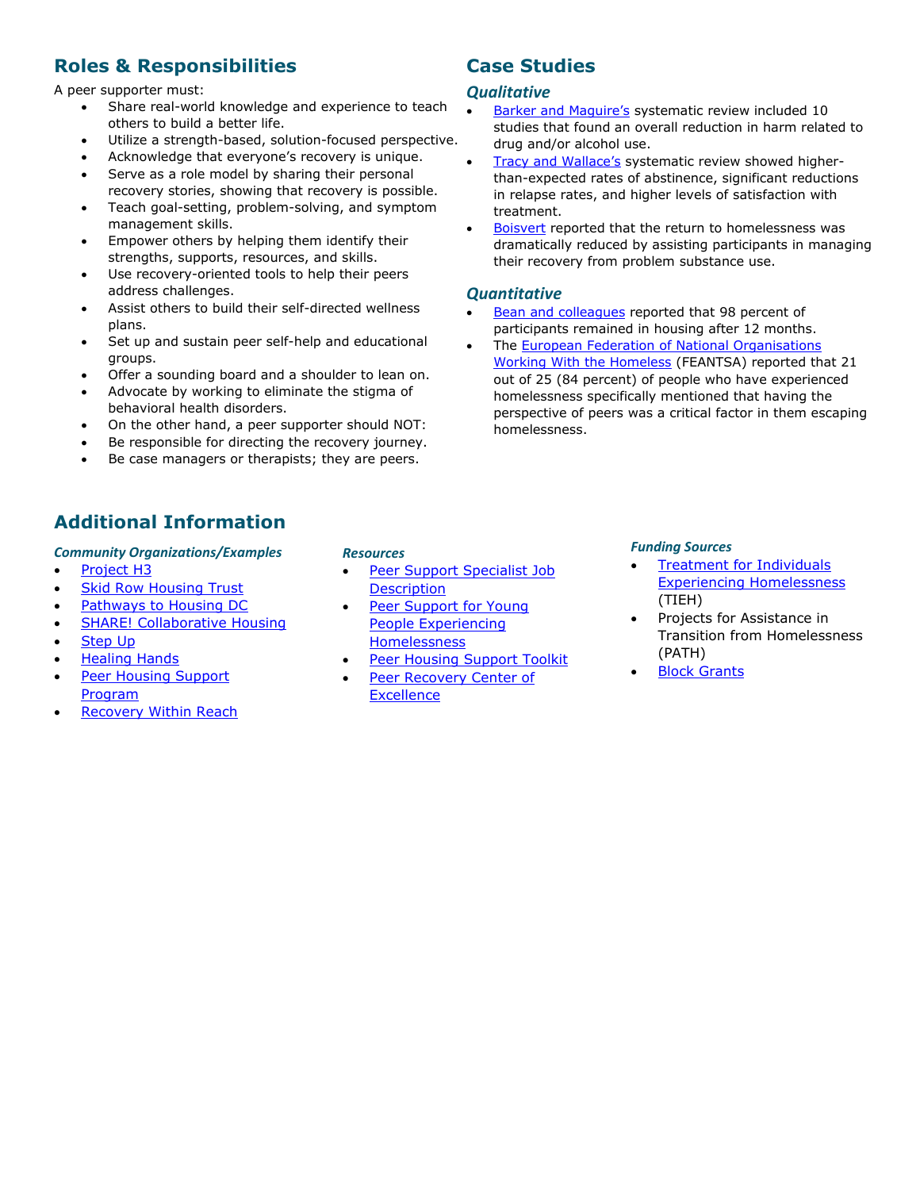## Roles & Responsibilities

A peer supporter must:

- Share real-world knowledge and experience to teach others to build a better life.
- Utilize a strength-based, solution-focused perspective.
- Acknowledge that everyone's recovery is unique.
- Serve as a role model by sharing their personal recovery stories, showing that recovery is possible.
- Teach goal-setting, problem-solving, and symptom management skills.
- Empower others by helping them identify their strengths, supports, resources, and skills.
- Use recovery-oriented tools to help their peers address challenges.
- Assist others to build their self-directed wellness plans.
- Set up and sustain peer self-help and educational groups.
- Offer a sounding board and a shoulder to lean on.
- Advocate by working to eliminate the stigma of behavioral health disorders.
- On the other hand, a peer supporter should NOT:
- Be responsible for directing the recovery journey.
- Be case managers or therapists; they are peers.

## Case Studies

### *Qualitative*

- Barker and Maguire's systematic review included 10 studies that found an overall reduction in harm related to drug and/or alcohol use.
- Tracy and Wallace's systematic review showed higher-than-expected rates of abstinence, significant reductions in relapse rates, and higher levels of satisfaction with treatment.
- Boisvert reported that the return to homelessness was dramatically reduced by assisting participants in managing their recovery from problem substance use.

### *Quantitative*

- Bean and colleagues reported that 98 percent of participants remained in housing after 12 months.
- The European Federation of National Organisations Working With the Homeless (FEANTSA) reported that 21 out of 25 (84 percent) of people who have experienced homelessness specifically mentioned that having the perspective of peers was a critical factor in them escaping homelessness.

## Additional Information

***Community Organizations/Examples***

- Project H3
- Skid Row Housing Trust
- Pathways to Housing DC
- SHARE! Collaborative Housing
- Step Up
- Healing Hands
- Peer Housing Support Program
- Recovery Within Reach

***Resources***

- Peer Support Specialist Job Description
- Peer Support for Young People Experiencing Homelessness
- Peer Housing Support Toolkit
- Peer Recovery Center of Excellence

***Funding Sources***

- Treatment for Individuals Experiencing Homelessness (TIEH)
- Projects for Assistance in Transition from Homelessness (PATH)
- Block Grants